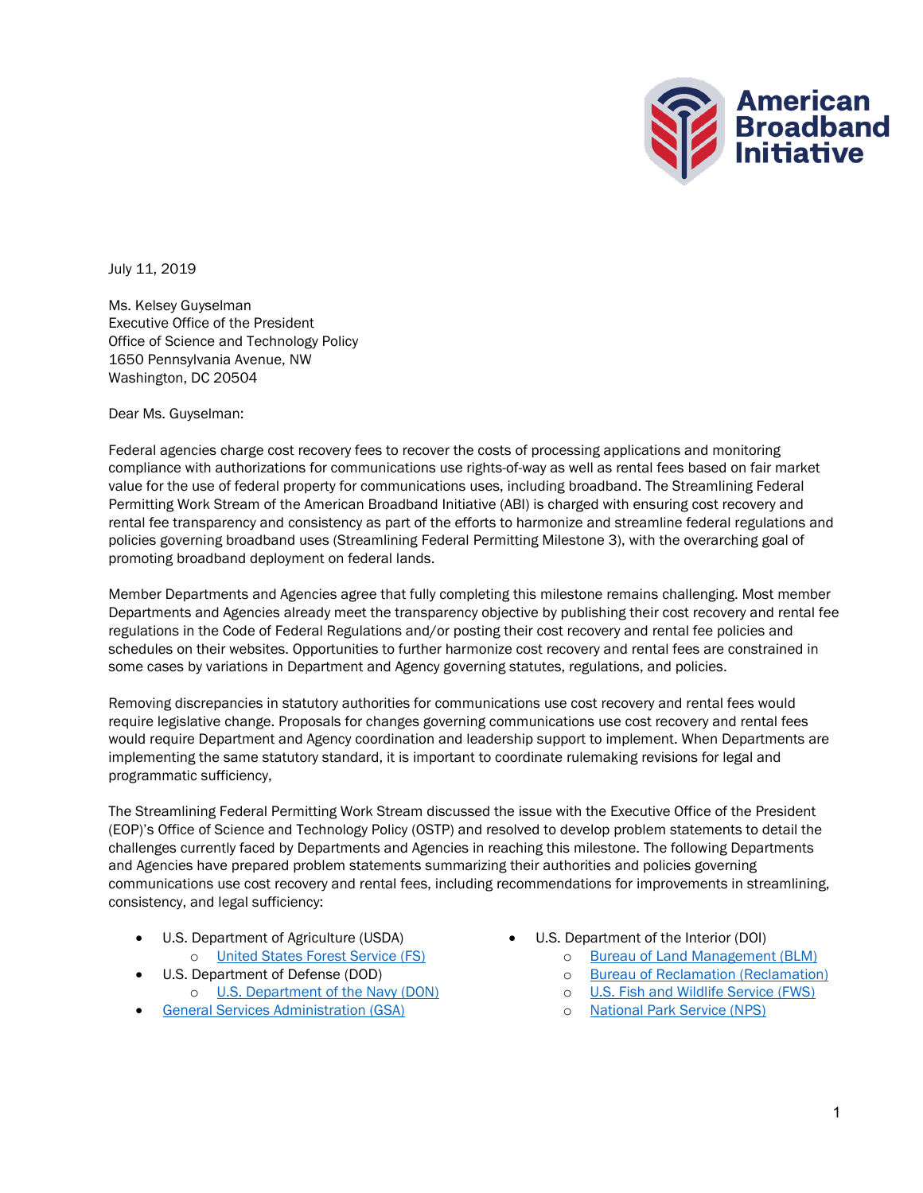American Broadband Initiative

July 11, 2019

Ms. Kelsey Guyselman
Executive Office of the President
Office of Science and Technology Policy
1650 Pennsylvania Avenue, NW
Washington, DC 20504

Dear Ms. Guyselman:

Federal agencies charge cost recovery fees to recover the costs of processing applications and monitoring compliance with authorizations for communications use rights-of-way as well as rental fees based on fair market value for the use of federal property for communications uses, including broadband. The Streamlining Federal Permitting Work Stream of the American Broadband Initiative (ABI) is charged with ensuring cost recovery and rental fee transparency and consistency as part of the efforts to harmonize and streamline federal regulations and policies governing broadband uses (Streamlining Federal Permitting Milestone 3), with the overarching goal of promoting broadband deployment on federal lands.

Member Departments and Agencies agree that fully completing this milestone remains challenging. Most member Departments and Agencies already meet the transparency objective by publishing their cost recovery and rental fee regulations in the Code of Federal Regulations and/or posting their cost recovery and rental fee policies and schedules on their websites. Opportunities to further harmonize cost recovery and rental fees are constrained in some cases by variations in Department and Agency governing statutes, regulations, and policies.

Removing discrepancies in statutory authorities for communications use cost recovery and rental fees would require legislative change. Proposals for changes governing communications use cost recovery and rental fees would require Department and Agency coordination and leadership support to implement. When Departments are implementing the same statutory standard, it is important to coordinate rulemaking revisions for legal and programmatic sufficiency,

The Streamlining Federal Permitting Work Stream discussed the issue with the Executive Office of the President (EOP)'s Office of Science and Technology Policy (OSTP) and resolved to develop problem statements to detail the challenges currently faced by Departments and Agencies in reaching this milestone. The following Departments and Agencies have prepared problem statements summarizing their authorities and policies governing communications use cost recovery and rental fees, including recommendations for improvements in streamlining, consistency, and legal sufficiency:

- U.S. Department of Agriculture (USDA)
  - United States Forest Service (FS)
- U.S. Department of Defense (DOD)
  - U.S. Department of the Navy (DON)
- General Services Administration (GSA)
- U.S. Department of the Interior (DOI)
  - Bureau of Land Management (BLM)
  - Bureau of Reclamation (Reclamation)
  - U.S. Fish and Wildlife Service (FWS)
  - National Park Service (NPS)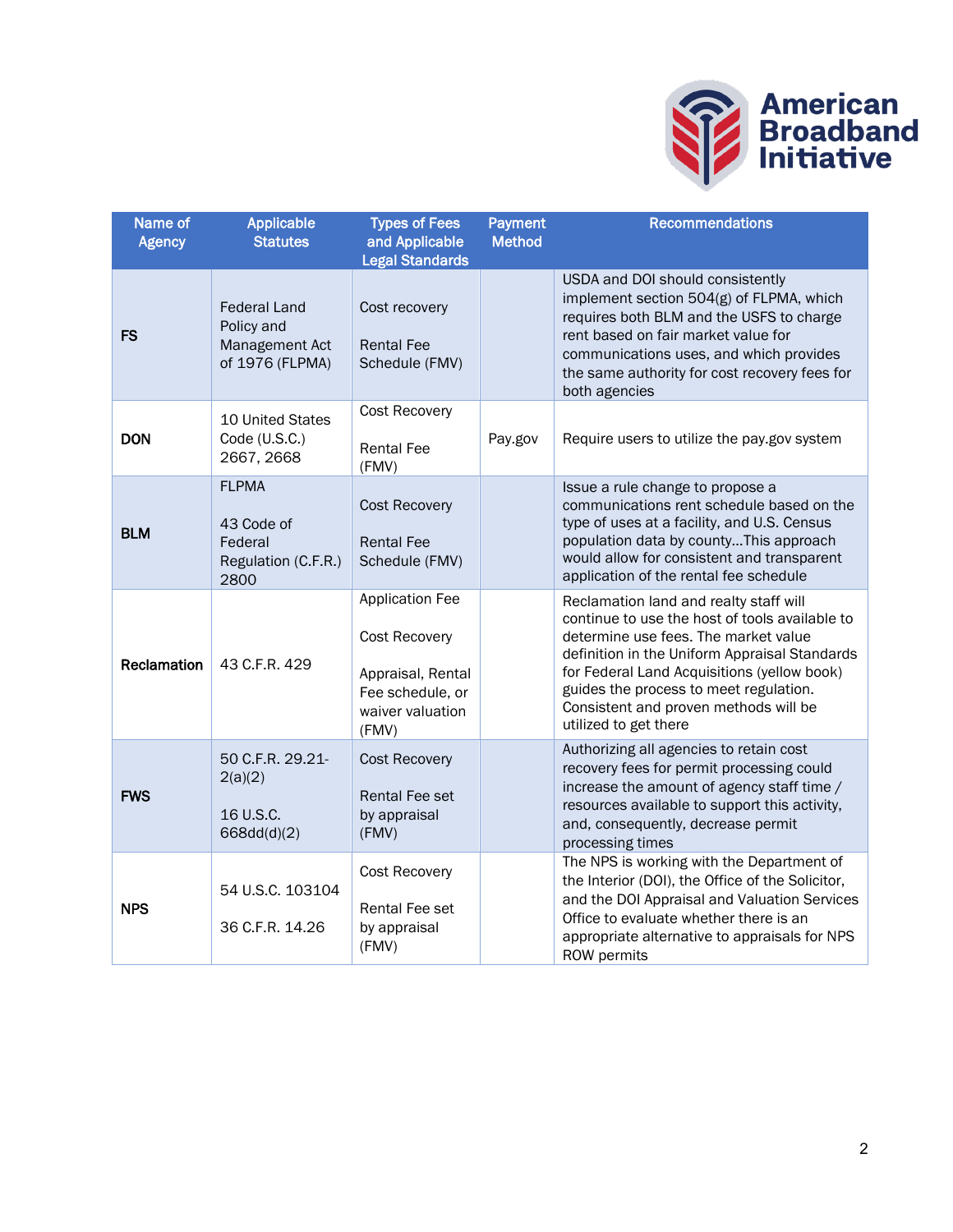| Name of Agency | Applicable Statutes | Types of Fees and Applicable Legal Standards | Payment Method | Recommendations |
|---|---|---|---|---|
| **FS** | Federal Land Policy and Management Act of 1976 (FLPMA) | Cost recovery<br><br>Rental Fee Schedule (FMV) | | USDA and DOI should consistently implement section 504(g) of FLPMA, which requires both BLM and the USFS to charge rent based on fair market value for communications uses, and which provides the same authority for cost recovery fees for both agencies |
| **DON** | 10 United States Code (U.S.C.) 2667, 2668 | Cost Recovery<br><br>Rental Fee (FMV) | Pay.gov | Require users to utilize the pay.gov system |
| **BLM** | FLPMA<br><br>43 Code of Federal Regulation (C.F.R.) 2800 | Cost Recovery<br><br>Rental Fee Schedule (FMV) | | Issue a rule change to propose a communications rent schedule based on the type of uses at a facility, and U.S. Census population data by county…This approach would allow for consistent and transparent application of the rental fee schedule |
| **Reclamation** | 43 C.F.R. 429 | Application Fee<br><br>Cost Recovery<br><br>Appraisal, Rental Fee schedule, or waiver valuation (FMV) | | Reclamation land and realty staff will continue to use the host of tools available to determine use fees. The market value definition in the Uniform Appraisal Standards for Federal Land Acquisitions (yellow book) guides the process to meet regulation. Consistent and proven methods will be utilized to get there |
| **FWS** | 50 C.F.R. 29.21-2(a)(2)<br><br>16 U.S.C. 668dd(d)(2) | Cost Recovery<br><br>Rental Fee set by appraisal (FMV) | | Authorizing all agencies to retain cost recovery fees for permit processing could increase the amount of agency staff time / resources available to support this activity, and, consequently, decrease permit processing times |
| **NPS** | 54 U.S.C. 103104<br><br>36 C.F.R. 14.26 | Cost Recovery<br><br>Rental Fee set by appraisal (FMV) | | The NPS is working with the Department of the Interior (DOI), the Office of the Solicitor, and the DOI Appraisal and Valuation Services Office to evaluate whether there is an appropriate alternative to appraisals for NPS ROW permits |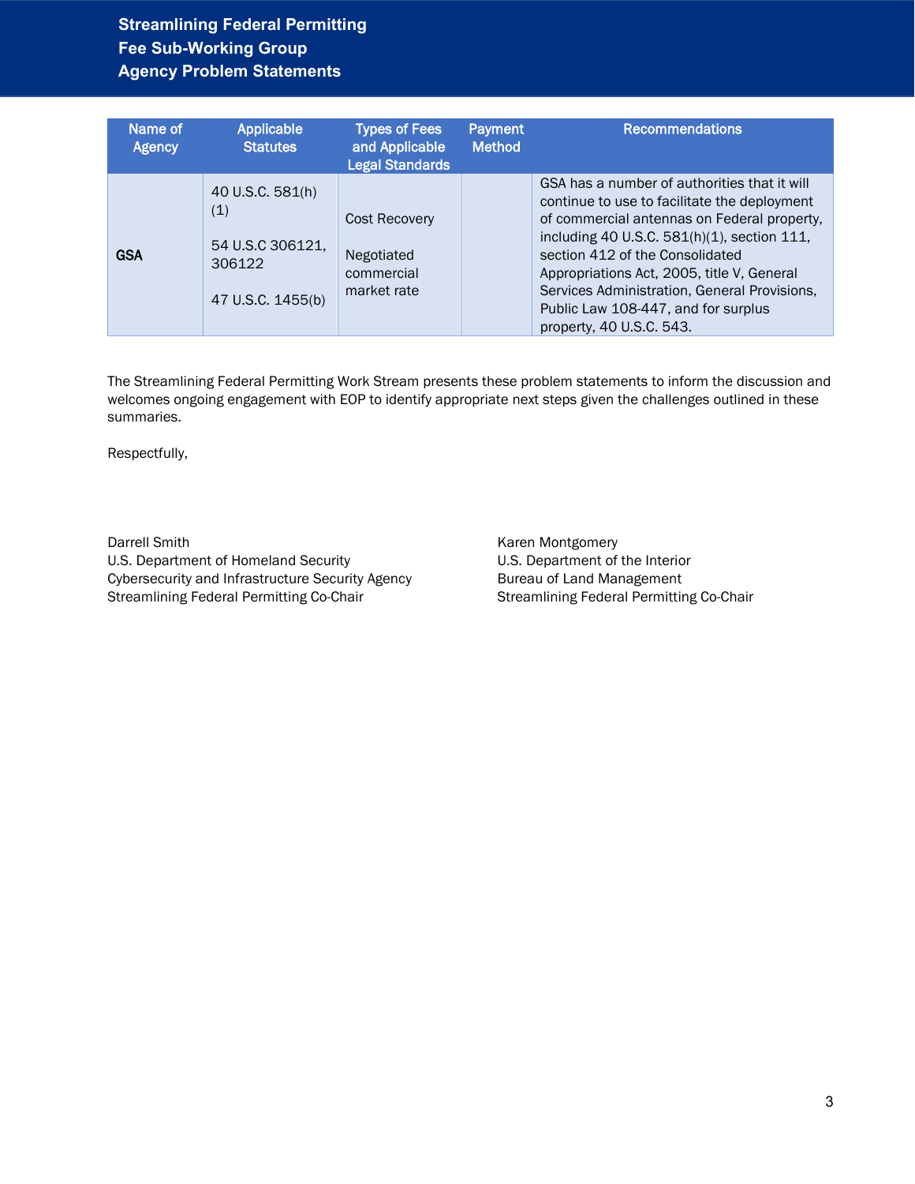| Name of Agency | Applicable Statutes | Types of Fees and Applicable Legal Standards | Payment Method | Recommendations |
|---|---|---|---|---|
| **GSA** | 40 U.S.C. 581(h)(1)<br><br>54 U.S.C 306121, 306122<br><br>47 U.S.C. 1455(b) | Cost Recovery<br><br>Negotiated commercial market rate | | GSA has a number of authorities that it will continue to use to facilitate the deployment of commercial antennas on Federal property, including 40 U.S.C. 581(h)(1), section 111, section 412 of the Consolidated Appropriations Act, 2005, title V, General Services Administration, General Provisions, Public Law 108-447, and for surplus property, 40 U.S.C. 543. |

The Streamlining Federal Permitting Work Stream presents these problem statements to inform the discussion and welcomes ongoing engagement with EOP to identify appropriate next steps given the challenges outlined in these summaries.

Respectfully,

Darrell Smith
U.S. Department of Homeland Security
Cybersecurity and Infrastructure Security Agency
Streamlining Federal Permitting Co-Chair

Karen Montgomery
U.S. Department of the Interior
Bureau of Land Management
Streamlining Federal Permitting Co-Chair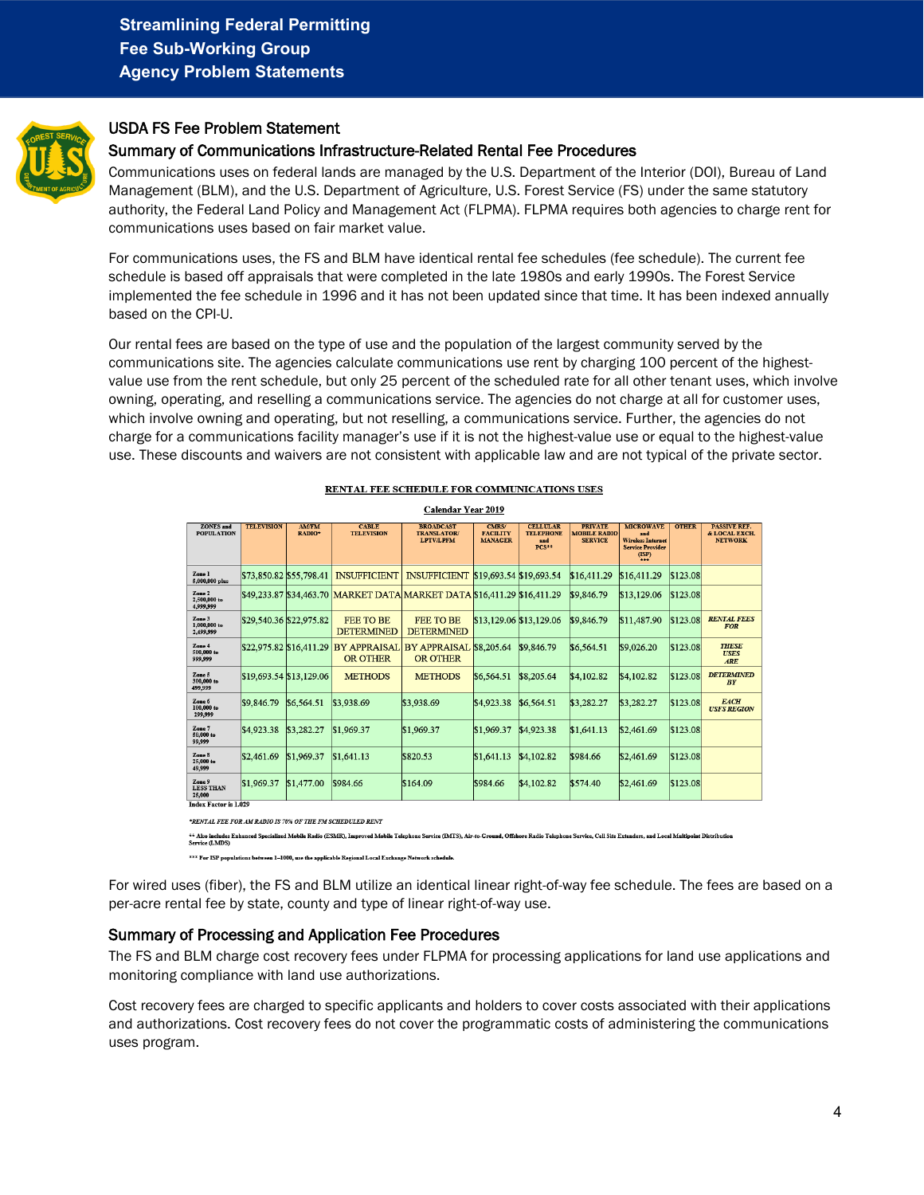# Streamlining Federal Permitting
## Fee Sub-Working Group
## Agency Problem Statements

## USDA FS Fee Problem Statement

### Summary of Communications Infrastructure-Related Rental Fee Procedures

Communications uses on federal lands are managed by the U.S. Department of the Interior (DOI), Bureau of Land Management (BLM), and the U.S. Department of Agriculture, U.S. Forest Service (FS) under the same statutory authority, the Federal Land Policy and Management Act (FLPMA). FLPMA requires both agencies to charge rent for communications uses based on fair market value.

For communications uses, the FS and BLM have identical rental fee schedules (fee schedule). The current fee schedule is based off appraisals that were completed in the late 1980s and early 1990s. The Forest Service implemented the fee schedule in 1996 and it has not been updated since that time. It has been indexed annually based on the CPI-U.

Our rental fees are based on the type of use and the population of the largest community served by the communications site. The agencies calculate communications use rent by charging 100 percent of the highest-value use from the rent schedule, but only 25 percent of the scheduled rate for all other tenant uses, which involve owning, operating, and reselling a communications service. The agencies do not charge at all for customer uses, which involve owning and operating, but not reselling, a communications service. Further, the agencies do not charge for a communications facility manager's use if it is not the highest-value use or equal to the highest-value use. These discounts and waivers are not consistent with applicable law and are not typical of the private sector.

**RENTAL FEE SCHEDULE FOR COMMUNICATIONS USES**

**Calendar Year 2019**

| ZONES and POPULATION | TELEVISION | AM/FM RADIO* | CABLE TELEVISION | BROADCAST TRANSLATOR/ LPTV/LPFM | CMRS/ FACILITY MANAGER | CELLULAR TELEPHONE and PCS** | PRIVATE MOBILE RADIO SERVICE | MICROWAVE and Wireless Internet Service Provider (ISP) *** | OTHER | PASSIVE REF. & LOCAL EXCH. NETWORK |
|---|---|---|---|---|---|---|---|---|---|---|
| Zone 1 5,000,000 plus | $73,850.82 | $55,798.41 | INSUFFICIENT | INSUFFICIENT | $19,693.54 | $19,693.54 | $16,411.29 | $16,411.29 | $123.08 | |
| Zone 2 2,500,000 to 4,999,999 | $49,233.87 | $34,463.70 | MARKET DATA | MARKET DATA | $16,411.29 | $16,411.29 | $9,846.79 | $13,129.06 | $123.08 | |
| Zone 3 1,000,000 to 2,499,999 | $29,540.36 | $22,975.82 | FEE TO BE DETERMINED | FEE TO BE DETERMINED | $13,129.06 | $13,129.06 | $9,846.79 | $11,487.90 | $123.08 | RENTAL FEES FOR |
| Zone 4 500,000 to 999,999 | $22,975.82 | $16,411.29 | BY APPRAISAL OR OTHER | BY APPRAISAL OR OTHER | $8,205.64 | $9,846.79 | $6,564.51 | $9,026.20 | $123.08 | THESE USES ARE |
| Zone 5 300,000 to 499,999 | $19,693.54 | $13,129.06 | METHODS | METHODS | $6,564.51 | $8,205.64 | $4,102.82 | $4,102.82 | $123.08 | DETERMINED BY |
| Zone 6 100,000 to 299,999 | $9,846.79 | $6,564.51 | $3,938.69 | $3,938.69 | $4,923.38 | $6,564.51 | $3,282.27 | $3,282.27 | $123.08 | EACH USFS REGION |
| Zone 7 50,000 to 99,999 | $4,923.38 | $3,282.27 | $1,969.37 | $1,969.37 | $1,969.37 | $4,923.38 | $1,641.13 | $2,461.69 | $123.08 | |
| Zone 8 25,000 to 49,999 | $2,461.69 | $1,969.37 | $1,641.13 | $820.53 | $1,641.13 | $4,102.82 | $984.66 | $2,461.69 | $123.08 | |
| Zone 9 LESS THAN 25,000 | $1,969.37 | $1,477.00 | $984.66 | $164.09 | $984.66 | $4,102.82 | $574.40 | $2,461.69 | $123.08 | |

Index Factor is 1.029

*RENTAL FEE FOR AM RADIO IS 70% OF THE FM SCHEDULED RENT

** Also includes Enhanced Specialized Mobile Radio (ESMR), Improved Mobile Telephone Service (IMTS), Air-to-Ground, Offshore Radio Telephone Service, Cell Site Extenders, and Local Multipoint Distribution Service (LMDS)

*** For ISP populations between 1–1000, use the applicable Regional Local Exchange Network schedule.

For wired uses (fiber), the FS and BLM utilize an identical linear right-of-way fee schedule. The fees are based on a per-acre rental fee by state, county and type of linear right-of-way use.

### Summary of Processing and Application Fee Procedures

The FS and BLM charge cost recovery fees under FLPMA for processing applications for land use applications and monitoring compliance with land use authorizations.

Cost recovery fees are charged to specific applicants and holders to cover costs associated with their applications and authorizations. Cost recovery fees do not cover the programmatic costs of administering the communications uses program.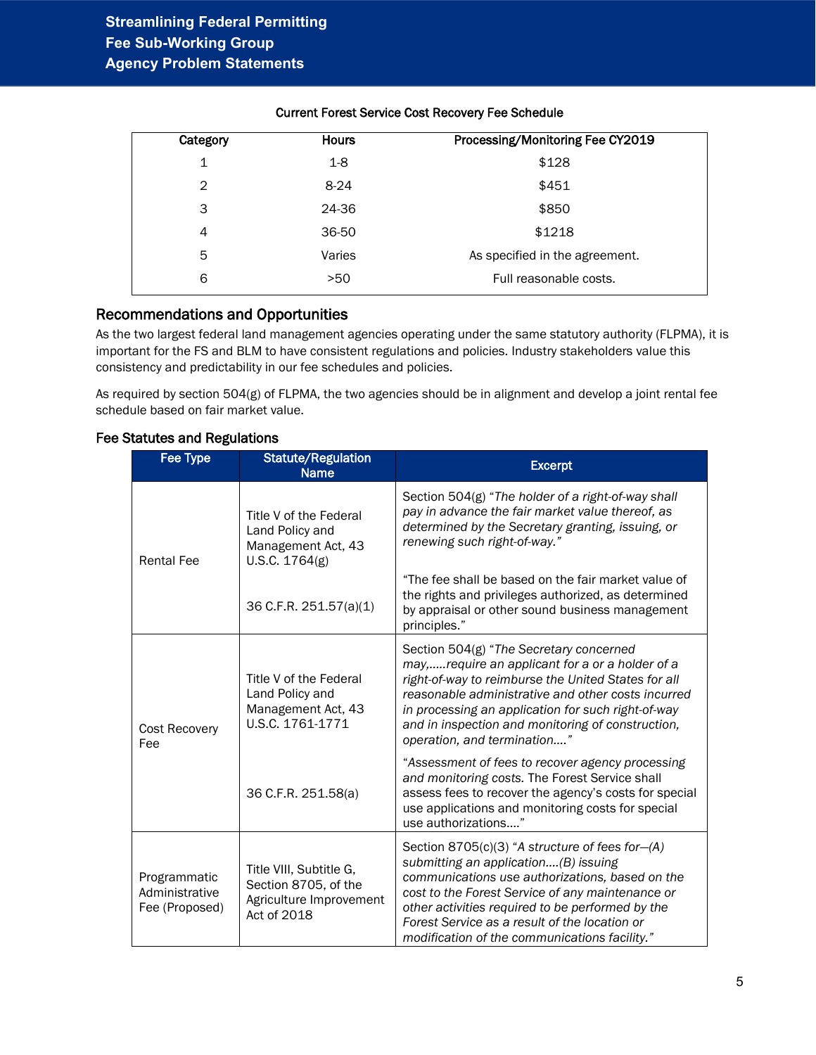Current Forest Service Cost Recovery Fee Schedule

| Category | Hours | Processing/Monitoring Fee CY2019 |
|---|---|---|
| 1 | 1-8 | $128 |
| 2 | 8-24 | $451 |
| 3 | 24-36 | $850 |
| 4 | 36-50 | $1218 |
| 5 | Varies | As specified in the agreement. |
| 6 | >50 | Full reasonable costs. |

## Recommendations and Opportunities

As the two largest federal land management agencies operating under the same statutory authority (FLPMA), it is important for the FS and BLM to have consistent regulations and policies. Industry stakeholders value this consistency and predictability in our fee schedules and policies.

As required by section 504(g) of FLPMA, the two agencies should be in alignment and develop a joint rental fee schedule based on fair market value.

## Fee Statutes and Regulations

| Fee Type | Statute/Regulation Name | Excerpt |
|---|---|---|
| Rental Fee | Title V of the Federal Land Policy and Management Act, 43 U.S.C. 1764(g) | Section 504(g) "*The holder of a right-of-way shall pay in advance the fair market value thereof, as determined by the Secretary granting, issuing, or renewing such right-of-way.*" |
| | 36 C.F.R. 251.57(a)(1) | "The fee shall be based on the fair market value of the rights and privileges authorized, as determined by appraisal or other sound business management principles." |
| Cost Recovery Fee | Title V of the Federal Land Policy and Management Act, 43 U.S.C. 1761-1771 | Section 504(g) "*The Secretary concerned may,.....require an applicant for a or a holder of a right-of-way to reimburse the United States for all reasonable administrative and other costs incurred in processing an application for such right-of-way and in inspection and monitoring of construction, operation, and termination....*" |
| | 36 C.F.R. 251.58(a) | "*Assessment of fees to recover agency processing and monitoring costs.* The Forest Service shall assess fees to recover the agency's costs for special use applications and monitoring costs for special use authorizations...." |
| Programmatic Administrative Fee (Proposed) | Title VIII, Subtitle G, Section 8705, of the Agriculture Improvement Act of 2018 | Section 8705(c)(3) "*A structure of fees for—(A) submitting an application....(B) issuing communications use authorizations, based on the cost to the Forest Service of any maintenance or other activities required to be performed by the Forest Service as a result of the location or modification of the communications facility.*" |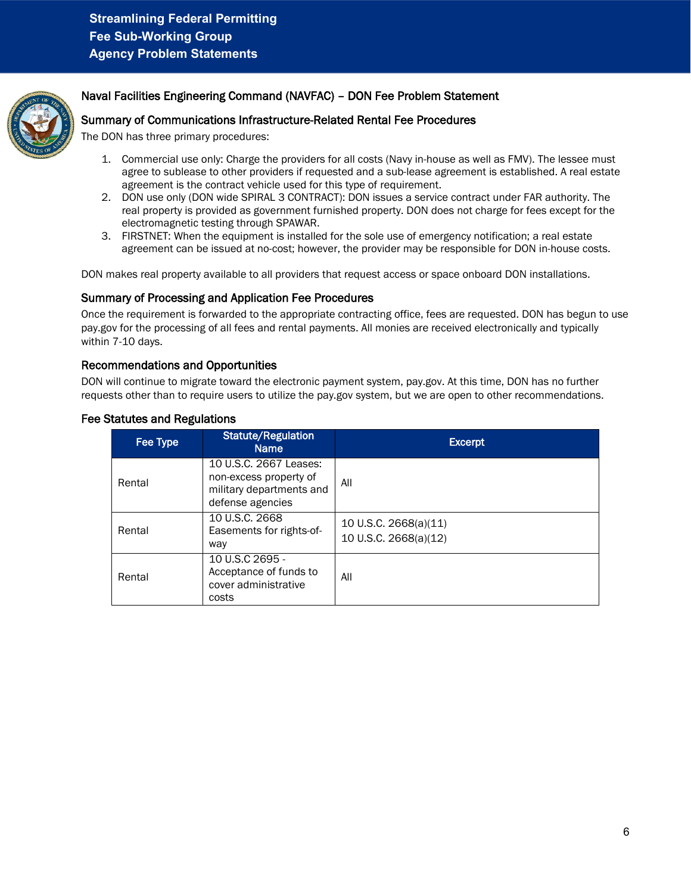## Naval Facilities Engineering Command (NAVFAC) – DON Fee Problem Statement

### Summary of Communications Infrastructure-Related Rental Fee Procedures

The DON has three primary procedures:

1. Commercial use only: Charge the providers for all costs (Navy in-house as well as FMV). The lessee must agree to sublease to other providers if requested and a sub-lease agreement is established. A real estate agreement is the contract vehicle used for this type of requirement.
2. DON use only (DON wide SPIRAL 3 CONTRACT): DON issues a service contract under FAR authority. The real property is provided as government furnished property. DON does not charge for fees except for the electromagnetic testing through SPAWAR.
3. FIRSTNET: When the equipment is installed for the sole use of emergency notification; a real estate agreement can be issued at no-cost; however, the provider may be responsible for DON in-house costs.

DON makes real property available to all providers that request access or space onboard DON installations.

### Summary of Processing and Application Fee Procedures

Once the requirement is forwarded to the appropriate contracting office, fees are requested. DON has begun to use pay.gov for the processing of all fees and rental payments. All monies are received electronically and typically within 7-10 days.

### Recommendations and Opportunities

DON will continue to migrate toward the electronic payment system, pay.gov. At this time, DON has no further requests other than to require users to utilize the pay.gov system, but we are open to other recommendations.

### Fee Statutes and Regulations

| Fee Type | Statute/Regulation Name | Excerpt |
|---|---|---|
| Rental | 10 U.S.C. 2667 Leases: non-excess property of military departments and defense agencies | All |
| Rental | 10 U.S.C. 2668 Easements for rights-of-way | 10 U.S.C. 2668(a)(11)<br>10 U.S.C. 2668(a)(12) |
| Rental | 10 U.S.C 2695 - Acceptance of funds to cover administrative costs | All |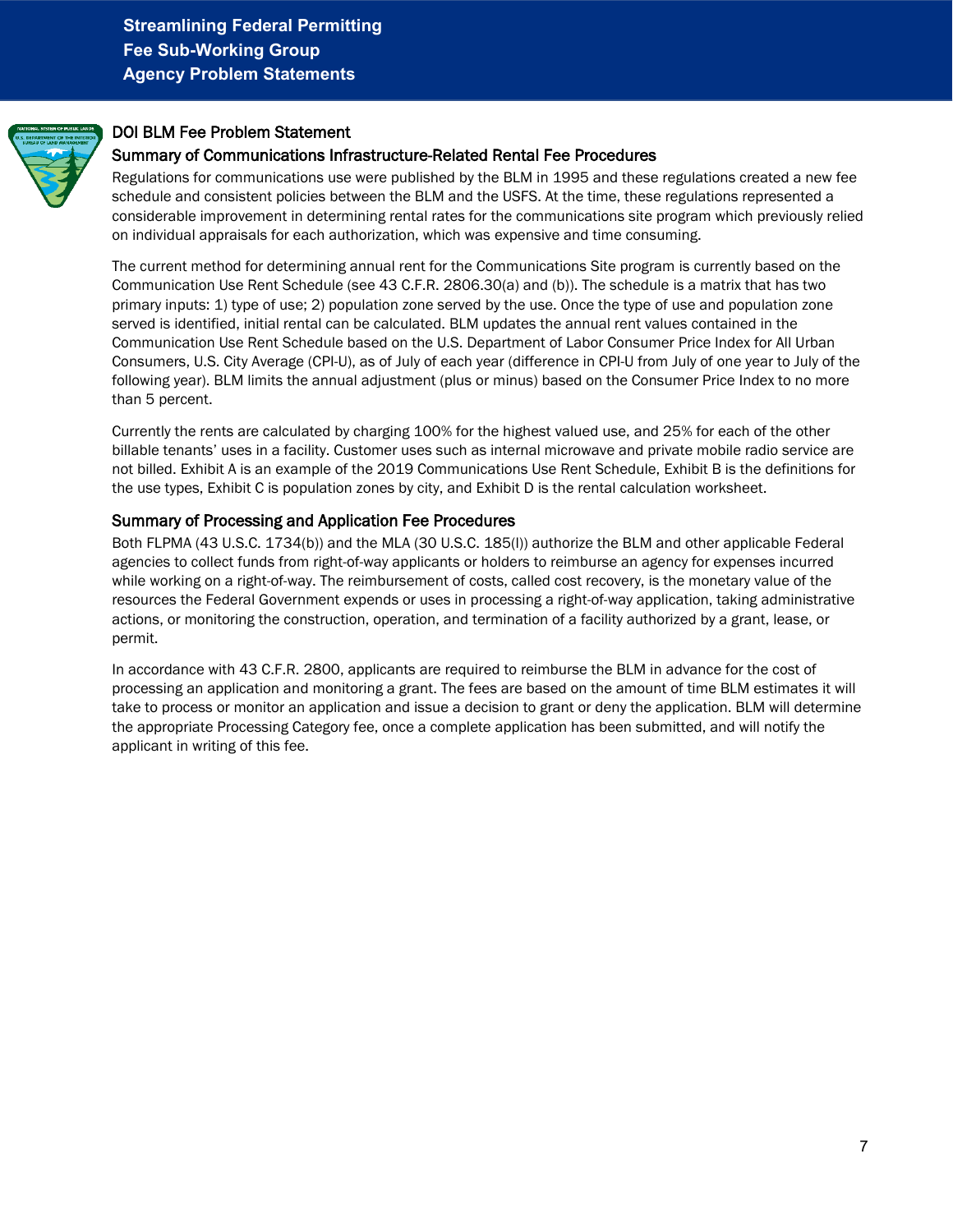## DOI BLM Fee Problem Statement

### Summary of Communications Infrastructure-Related Rental Fee Procedures

Regulations for communications use were published by the BLM in 1995 and these regulations created a new fee schedule and consistent policies between the BLM and the USFS. At the time, these regulations represented a considerable improvement in determining rental rates for the communications site program which previously relied on individual appraisals for each authorization, which was expensive and time consuming.

The current method for determining annual rent for the Communications Site program is currently based on the Communication Use Rent Schedule (see 43 C.F.R. 2806.30(a) and (b)). The schedule is a matrix that has two primary inputs: 1) type of use; 2) population zone served by the use. Once the type of use and population zone served is identified, initial rental can be calculated. BLM updates the annual rent values contained in the Communication Use Rent Schedule based on the U.S. Department of Labor Consumer Price Index for All Urban Consumers, U.S. City Average (CPI-U), as of July of each year (difference in CPI-U from July of one year to July of the following year). BLM limits the annual adjustment (plus or minus) based on the Consumer Price Index to no more than 5 percent.

Currently the rents are calculated by charging 100% for the highest valued use, and 25% for each of the other billable tenants' uses in a facility. Customer uses such as internal microwave and private mobile radio service are not billed. Exhibit A is an example of the 2019 Communications Use Rent Schedule, Exhibit B is the definitions for the use types, Exhibit C is population zones by city, and Exhibit D is the rental calculation worksheet.

### Summary of Processing and Application Fee Procedures

Both FLPMA (43 U.S.C. 1734(b)) and the MLA (30 U.S.C. 185(l)) authorize the BLM and other applicable Federal agencies to collect funds from right-of-way applicants or holders to reimburse an agency for expenses incurred while working on a right-of-way. The reimbursement of costs, called cost recovery, is the monetary value of the resources the Federal Government expends or uses in processing a right-of-way application, taking administrative actions, or monitoring the construction, operation, and termination of a facility authorized by a grant, lease, or permit.

In accordance with 43 C.F.R. 2800, applicants are required to reimburse the BLM in advance for the cost of processing an application and monitoring a grant. The fees are based on the amount of time BLM estimates it will take to process or monitor an application and issue a decision to grant or deny the application. BLM will determine the appropriate Processing Category fee, once a complete application has been submitted, and will notify the applicant in writing of this fee.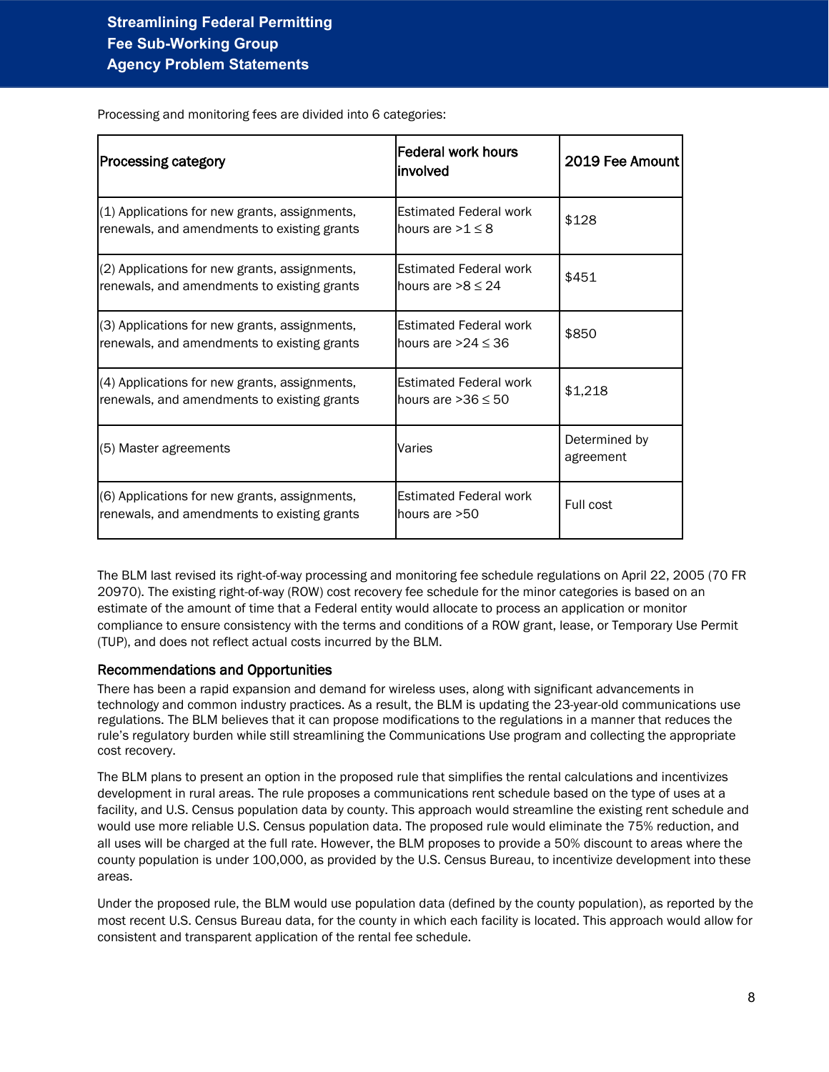Processing and monitoring fees are divided into 6 categories:

| Processing category | Federal work hours involved | 2019 Fee Amount |
|---|---|---|
| (1) Applications for new grants, assignments, renewals, and amendments to existing grants | Estimated Federal work hours are >1 ≤ 8 | $128 |
| (2) Applications for new grants, assignments, renewals, and amendments to existing grants | Estimated Federal work hours are >8 ≤ 24 | $451 |
| (3) Applications for new grants, assignments, renewals, and amendments to existing grants | Estimated Federal work hours are >24 ≤ 36 | $850 |
| (4) Applications for new grants, assignments, renewals, and amendments to existing grants | Estimated Federal work hours are >36 ≤ 50 | $1,218 |
| (5) Master agreements | Varies | Determined by agreement |
| (6) Applications for new grants, assignments, renewals, and amendments to existing grants | Estimated Federal work hours are >50 | Full cost |

The BLM last revised its right-of-way processing and monitoring fee schedule regulations on April 22, 2005 (70 FR 20970). The existing right-of-way (ROW) cost recovery fee schedule for the minor categories is based on an estimate of the amount of time that a Federal entity would allocate to process an application or monitor compliance to ensure consistency with the terms and conditions of a ROW grant, lease, or Temporary Use Permit (TUP), and does not reflect actual costs incurred by the BLM.

### Recommendations and Opportunities

There has been a rapid expansion and demand for wireless uses, along with significant advancements in technology and common industry practices. As a result, the BLM is updating the 23-year-old communications use regulations. The BLM believes that it can propose modifications to the regulations in a manner that reduces the rule's regulatory burden while still streamlining the Communications Use program and collecting the appropriate cost recovery.

The BLM plans to present an option in the proposed rule that simplifies the rental calculations and incentivizes development in rural areas. The rule proposes a communications rent schedule based on the type of uses at a facility, and U.S. Census population data by county. This approach would streamline the existing rent schedule and would use more reliable U.S. Census population data. The proposed rule would eliminate the 75% reduction, and all uses will be charged at the full rate. However, the BLM proposes to provide a 50% discount to areas where the county population is under 100,000, as provided by the U.S. Census Bureau, to incentivize development into these areas.

Under the proposed rule, the BLM would use population data (defined by the county population), as reported by the most recent U.S. Census Bureau data, for the county in which each facility is located. This approach would allow for consistent and transparent application of the rental fee schedule.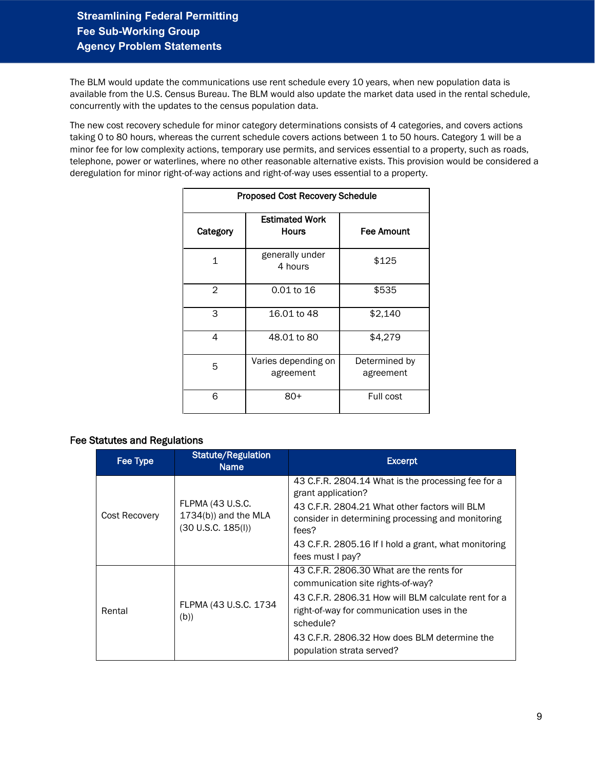The BLM would update the communications use rent schedule every 10 years, when new population data is available from the U.S. Census Bureau. The BLM would also update the market data used in the rental schedule, concurrently with the updates to the census population data.

The new cost recovery schedule for minor category determinations consists of 4 categories, and covers actions taking 0 to 80 hours, whereas the current schedule covers actions between 1 to 50 hours. Category 1 will be a minor fee for low complexity actions, temporary use permits, and services essential to a property, such as roads, telephone, power or waterlines, where no other reasonable alternative exists. This provision would be considered a deregulation for minor right-of-way actions and right-of-way uses essential to a property.

| Proposed Cost Recovery Schedule | | |
|---|---|---|
| **Category** | **Estimated Work Hours** | **Fee Amount** |
| 1 | generally under 4 hours | $125 |
| 2 | 0.01 to 16 | $535 |
| 3 | 16.01 to 48 | $2,140 |
| 4 | 48.01 to 80 | $4,279 |
| 5 | Varies depending on agreement | Determined by agreement |
| 6 | 80+ | Full cost |

## Fee Statutes and Regulations

| Fee Type | Statute/Regulation Name | Excerpt |
|---|---|---|
| Cost Recovery | FLPMA (43 U.S.C. 1734(b)) and the MLA (30 U.S.C. 185(l)) | 43 C.F.R. 2804.14 What is the processing fee for a grant application?<br>43 C.F.R. 2804.21 What other factors will BLM consider in determining processing and monitoring fees?<br>43 C.F.R. 2805.16 If I hold a grant, what monitoring fees must I pay? |
| Rental | FLPMA (43 U.S.C. 1734 (b)) | 43 C.F.R. 2806.30 What are the rents for communication site rights-of-way?<br>43 C.F.R. 2806.31 How will BLM calculate rent for a right-of-way for communication uses in the schedule?<br>43 C.F.R. 2806.32 How does BLM determine the population strata served? |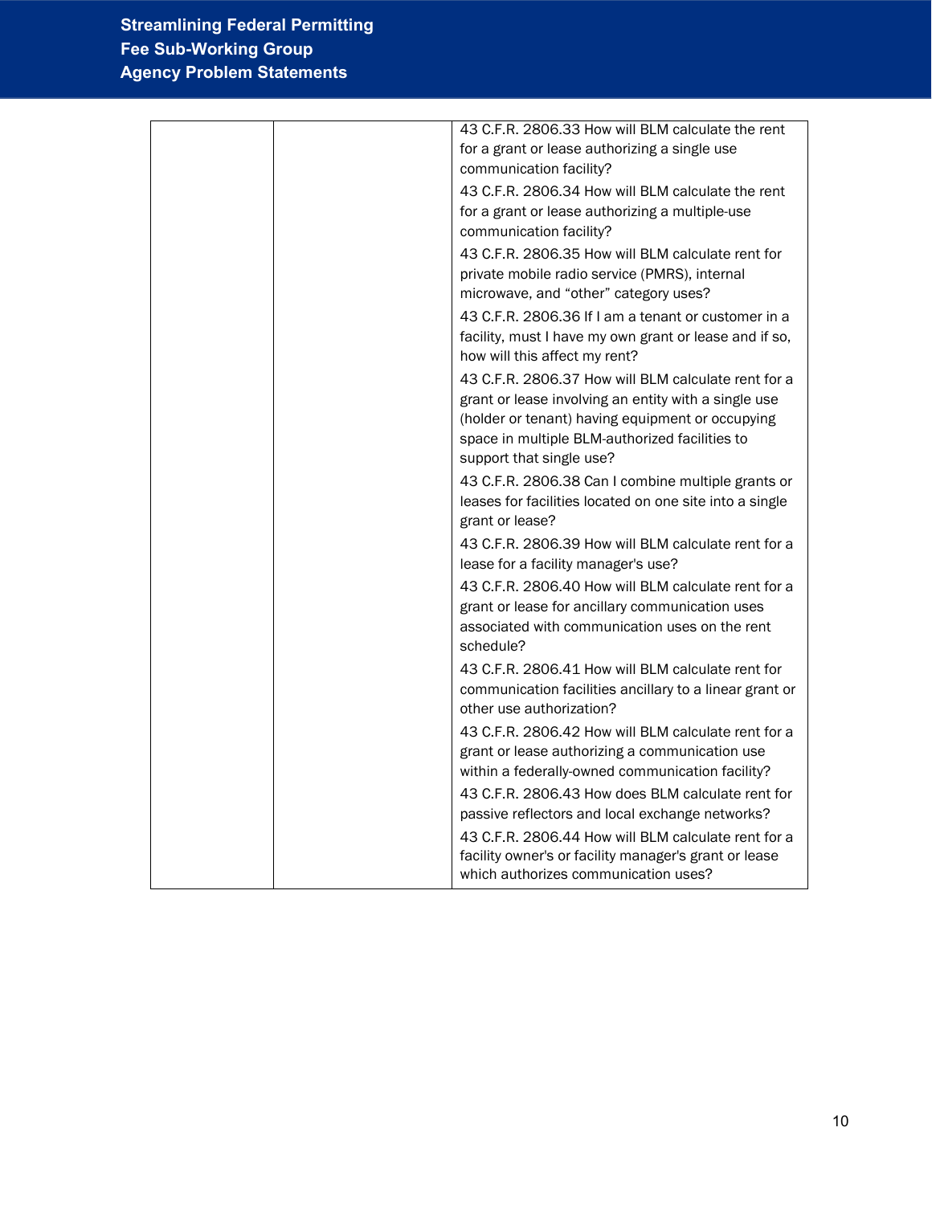| | | |
|---|---|---|
| | | 43 C.F.R. 2806.33 How will BLM calculate the rent for a grant or lease authorizing a single use communication facility?<br>43 C.F.R. 2806.34 How will BLM calculate the rent for a grant or lease authorizing a multiple-use communication facility?<br>43 C.F.R. 2806.35 How will BLM calculate rent for private mobile radio service (PMRS), internal microwave, and "other" category uses?<br>43 C.F.R. 2806.36 If I am a tenant or customer in a facility, must I have my own grant or lease and if so, how will this affect my rent?<br>43 C.F.R. 2806.37 How will BLM calculate rent for a grant or lease involving an entity with a single use (holder or tenant) having equipment or occupying space in multiple BLM-authorized facilities to support that single use?<br>43 C.F.R. 2806.38 Can I combine multiple grants or leases for facilities located on one site into a single grant or lease?<br>43 C.F.R. 2806.39 How will BLM calculate rent for a lease for a facility manager's use?<br>43 C.F.R. 2806.40 How will BLM calculate rent for a grant or lease for ancillary communication uses associated with communication uses on the rent schedule?<br>43 C.F.R. 2806.41 How will BLM calculate rent for communication facilities ancillary to a linear grant or other use authorization?<br>43 C.F.R. 2806.42 How will BLM calculate rent for a grant or lease authorizing a communication use within a federally-owned communication facility?<br>43 C.F.R. 2806.43 How does BLM calculate rent for passive reflectors and local exchange networks?<br>43 C.F.R. 2806.44 How will BLM calculate rent for a facility owner's or facility manager's grant or lease which authorizes communication uses? |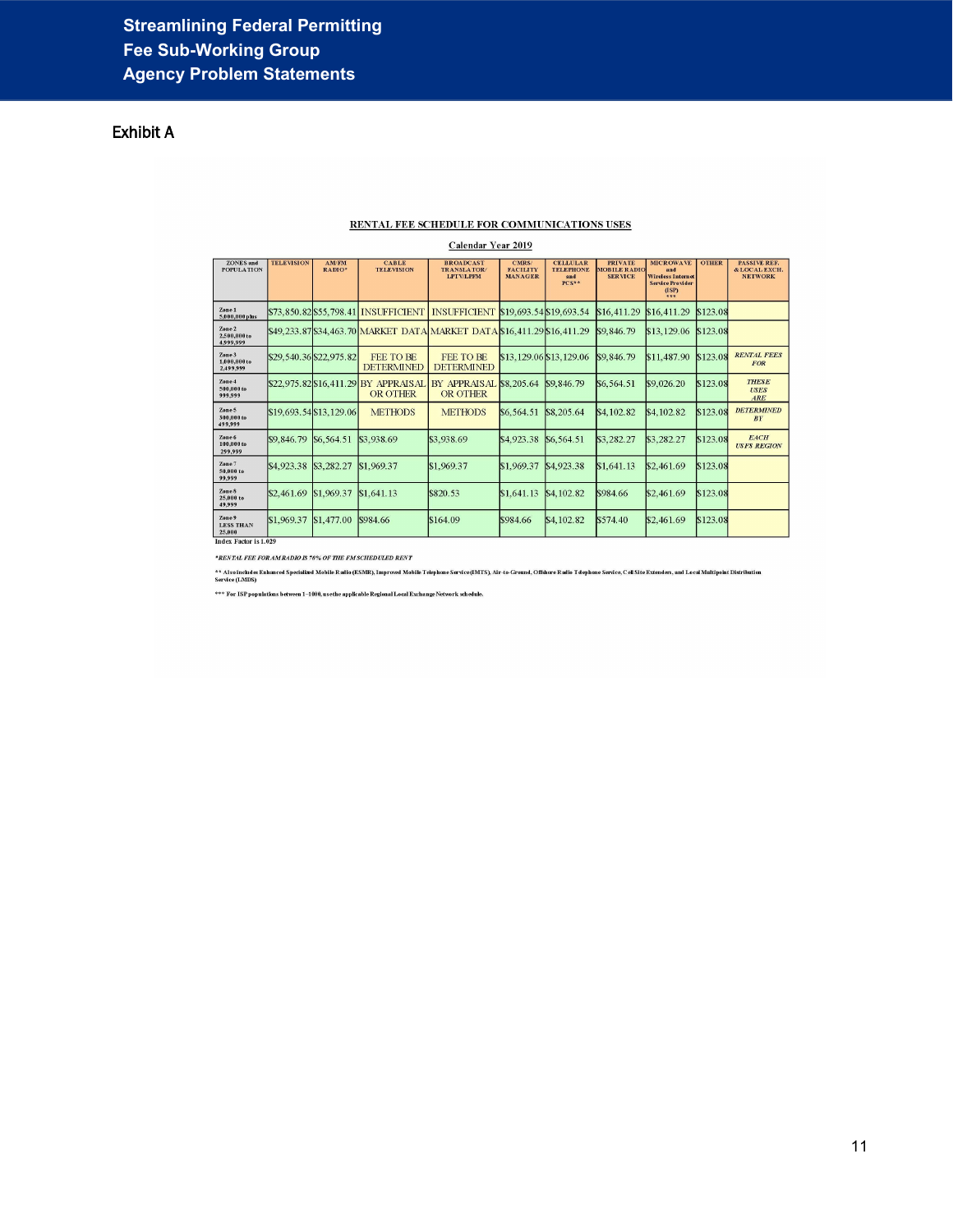## Exhibit A

**RENTAL FEE SCHEDULE FOR COMMUNICATIONS USES**

**Calendar Year 2019**

| ZONES and POPULATION | TELEVISION | AM/FM RADIO* | CABLE TELEVISION | BROADCAST TRANSLATOR/ LPTV/LPFM | CMRS/ FACILITY MANAGER | CELLULAR TELEPHONE and PCS** | PRIVATE MOBILE RADIO SERVICE | MICROWAVE and Wireless Internet Service Provider (ISP) *** | OTHER | PASSIVE REF. & LOCAL EXCH. NETWORK |
|---|---|---|---|---|---|---|---|---|---|---|
| Zone 1 5,000,000 plus | $73,850.82 | $55,798.41 | INSUFFICIENT | INSUFFICIENT | $19,693.54 | $19,693.54 | $16,411.29 | $16,411.29 | $123.08 | |
| Zone 2 2,500,000 to 4,999,999 | $49,233.87 | $34,463.70 | MARKET DATA | MARKET DATA | $16,411.29 | $16,411.29 | $9,846.79 | $13,129.06 | $123.08 | |
| Zone 3 1,000,000 to 2,499,999 | $29,540.36 | $22,975.82 | FEE TO BE DETERMINED | FEE TO BE DETERMINED | $13,129.06 | $13,129.06 | $9,846.79 | $11,487.90 | $123.08 | *RENTAL FEES FOR* |
| Zone 4 500,000 to 999,999 | $22,975.82 | $16,411.29 | BY APPRAISAL OR OTHER | BY APPRAISAL OR OTHER | $8,205.64 | $9,846.79 | $6,564.51 | $9,026.20 | $123.08 | *THESE USES ARE* |
| Zone 5 300,000 to 499,999 | $19,693.54 | $13,129.06 | METHODS | METHODS | $6,564.51 | $8,205.64 | $4,102.82 | $4,102.82 | $123.08 | *DETERMINED BY* |
| Zone 6 100,000 to 299,999 | $9,846.79 | $6,564.51 | $3,938.69 | $3,938.69 | $4,923.38 | $6,564.51 | $3,282.27 | $3,282.27 | $123.08 | *EACH USFS REGION* |
| Zone 7 50,000 to 99,999 | $4,923.38 | $3,282.27 | $1,969.37 | $1,969.37 | $1,969.37 | $4,923.38 | $1,641.13 | $2,461.69 | $123.08 | |
| Zone 8 25,000 to 49,999 | $2,461.69 | $1,969.37 | $1,641.13 | $820.53 | $1,641.13 | $4,102.82 | $984.66 | $2,461.69 | $123.08 | |
| Zone 9 LESS THAN 25,000 | $1,969.37 | $1,477.00 | $984.66 | $164.09 | $984.66 | $4,102.82 | $574.40 | $2,461.69 | $123.08 | |

Index Factor is 1.029

*\*RENTAL FEE FOR AM RADIO IS 70% OF THE FM SCHEDULED RENT*

\*\* Also includes Enhanced Specialized Mobile Radio (ESMR), Improved Mobile Telephone Service (IMTS), Air-to-Ground, Offshore Radio Telephone Service, Cell Site Extenders, and Local Multipoint Distribution Service (LMDS)

\*\*\* For ISP populations between 1–1000, use the applicable Regional Local Exchange Network schedule.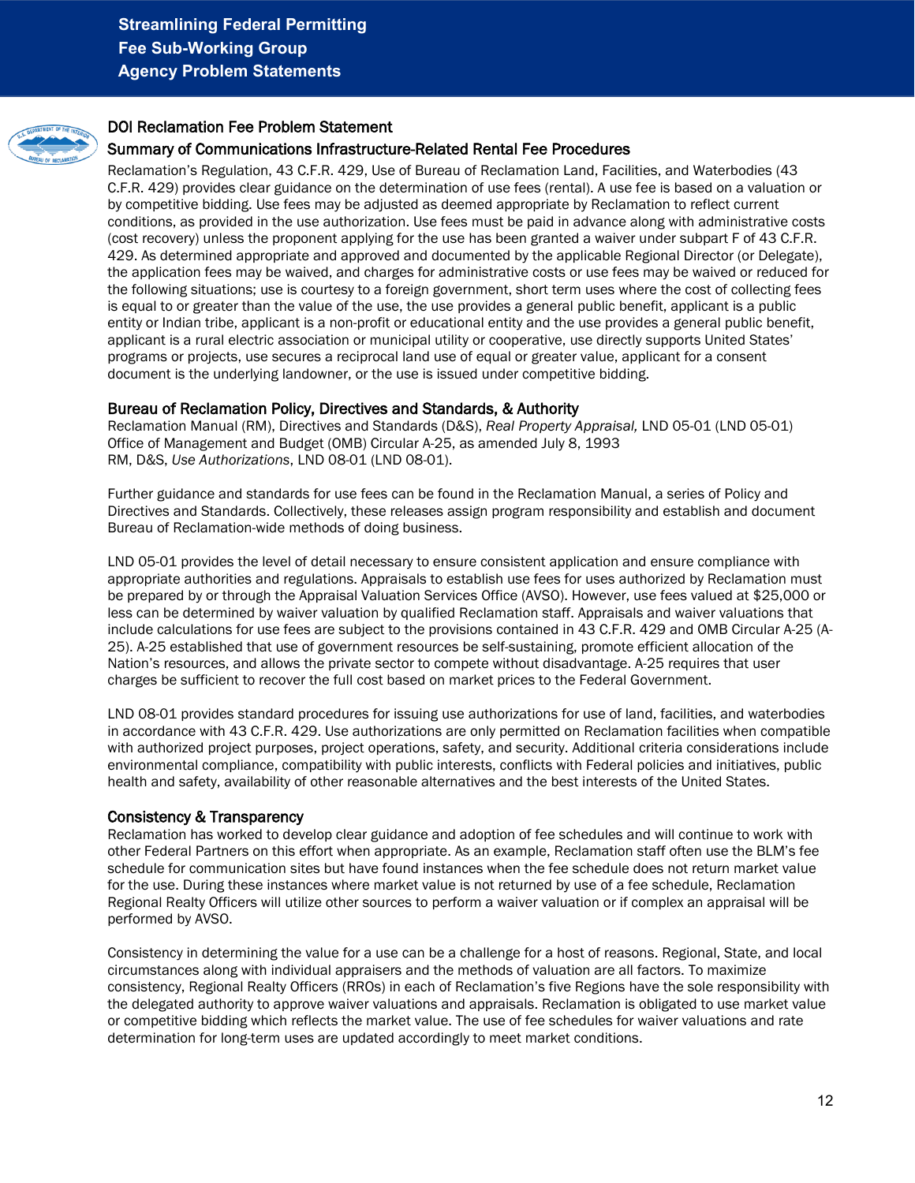## DOI Reclamation Fee Problem Statement

### Summary of Communications Infrastructure-Related Rental Fee Procedures

Reclamation's Regulation, 43 C.F.R. 429, Use of Bureau of Reclamation Land, Facilities, and Waterbodies (43 C.F.R. 429) provides clear guidance on the determination of use fees (rental). A use fee is based on a valuation or by competitive bidding. Use fees may be adjusted as deemed appropriate by Reclamation to reflect current conditions, as provided in the use authorization. Use fees must be paid in advance along with administrative costs (cost recovery) unless the proponent applying for the use has been granted a waiver under subpart F of 43 C.F.R. 429. As determined appropriate and approved and documented by the applicable Regional Director (or Delegate), the application fees may be waived, and charges for administrative costs or use fees may be waived or reduced for the following situations; use is courtesy to a foreign government, short term uses where the cost of collecting fees is equal to or greater than the value of the use, the use provides a general public benefit, applicant is a public entity or Indian tribe, applicant is a non-profit or educational entity and the use provides a general public benefit, applicant is a rural electric association or municipal utility or cooperative, use directly supports United States' programs or projects, use secures a reciprocal land use of equal or greater value, applicant for a consent document is the underlying landowner, or the use is issued under competitive bidding.

### Bureau of Reclamation Policy, Directives and Standards, & Authority

Reclamation Manual (RM), Directives and Standards (D&S), *Real Property Appraisal,* LND 05-01 (LND 05-01)
Office of Management and Budget (OMB) Circular A-25, as amended July 8, 1993
RM, D&S, *Use Authorizations*, LND 08-01 (LND 08-01).

Further guidance and standards for use fees can be found in the Reclamation Manual, a series of Policy and Directives and Standards. Collectively, these releases assign program responsibility and establish and document Bureau of Reclamation-wide methods of doing business.

LND 05-01 provides the level of detail necessary to ensure consistent application and ensure compliance with appropriate authorities and regulations. Appraisals to establish use fees for uses authorized by Reclamation must be prepared by or through the Appraisal Valuation Services Office (AVSO). However, use fees valued at $25,000 or less can be determined by waiver valuation by qualified Reclamation staff. Appraisals and waiver valuations that include calculations for use fees are subject to the provisions contained in 43 C.F.R. 429 and OMB Circular A-25 (A-25). A-25 established that use of government resources be self-sustaining, promote efficient allocation of the Nation's resources, and allows the private sector to compete without disadvantage. A-25 requires that user charges be sufficient to recover the full cost based on market prices to the Federal Government.

LND 08-01 provides standard procedures for issuing use authorizations for use of land, facilities, and waterbodies in accordance with 43 C.F.R. 429. Use authorizations are only permitted on Reclamation facilities when compatible with authorized project purposes, project operations, safety, and security. Additional criteria considerations include environmental compliance, compatibility with public interests, conflicts with Federal policies and initiatives, public health and safety, availability of other reasonable alternatives and the best interests of the United States.

### Consistency & Transparency

Reclamation has worked to develop clear guidance and adoption of fee schedules and will continue to work with other Federal Partners on this effort when appropriate. As an example, Reclamation staff often use the BLM's fee schedule for communication sites but have found instances when the fee schedule does not return market value for the use. During these instances where market value is not returned by use of a fee schedule, Reclamation Regional Realty Officers will utilize other sources to perform a waiver valuation or if complex an appraisal will be performed by AVSO.

Consistency in determining the value for a use can be a challenge for a host of reasons. Regional, State, and local circumstances along with individual appraisers and the methods of valuation are all factors. To maximize consistency, Regional Realty Officers (RROs) in each of Reclamation's five Regions have the sole responsibility with the delegated authority to approve waiver valuations and appraisals. Reclamation is obligated to use market value or competitive bidding which reflects the market value. The use of fee schedules for waiver valuations and rate determination for long-term uses are updated accordingly to meet market conditions.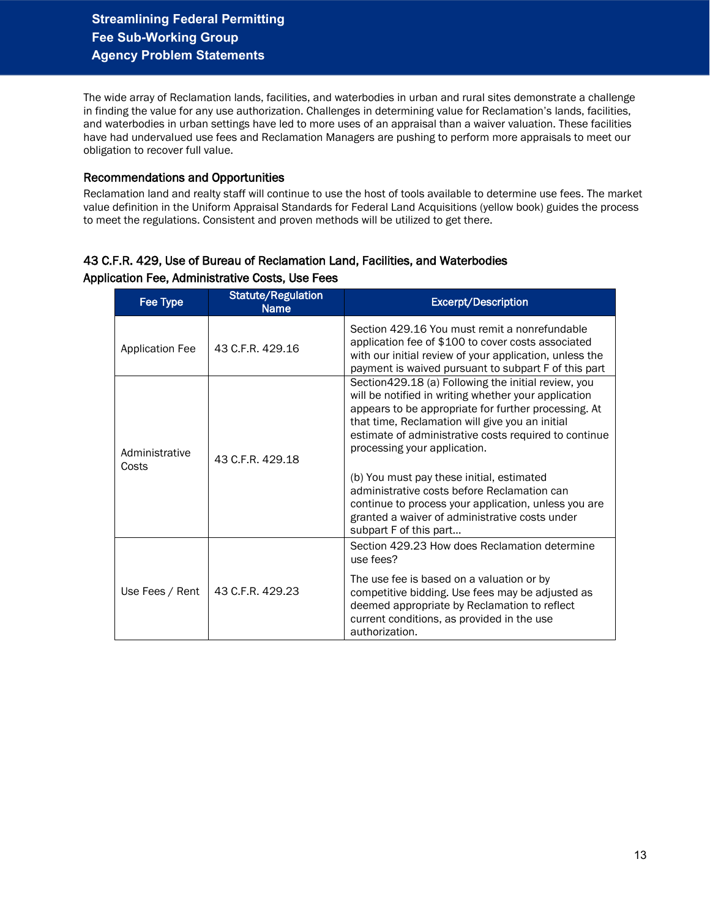The wide array of Reclamation lands, facilities, and waterbodies in urban and rural sites demonstrate a challenge in finding the value for any use authorization. Challenges in determining value for Reclamation's lands, facilities, and waterbodies in urban settings have led to more uses of an appraisal than a waiver valuation. These facilities have had undervalued use fees and Reclamation Managers are pushing to perform more appraisals to meet our obligation to recover full value.

### Recommendations and Opportunities

Reclamation land and realty staff will continue to use the host of tools available to determine use fees. The market value definition in the Uniform Appraisal Standards for Federal Land Acquisitions (yellow book) guides the process to meet the regulations. Consistent and proven methods will be utilized to get there.

### 43 C.F.R. 429, Use of Bureau of Reclamation Land, Facilities, and Waterbodies

#### Application Fee, Administrative Costs, Use Fees

| Fee Type | Statute/Regulation Name | Excerpt/Description |
|---|---|---|
| Application Fee | 43 C.F.R. 429.16 | Section 429.16 You must remit a nonrefundable application fee of $100 to cover costs associated with our initial review of your application, unless the payment is waived pursuant to subpart F of this part |
| Administrative Costs | 43 C.F.R. 429.18 | Section429.18 (a) Following the initial review, you will be notified in writing whether your application appears to be appropriate for further processing. At that time, Reclamation will give you an initial estimate of administrative costs required to continue processing your application.<br><br>(b) You must pay these initial, estimated administrative costs before Reclamation can continue to process your application, unless you are granted a waiver of administrative costs under subpart F of this part… |
| Use Fees / Rent | 43 C.F.R. 429.23 | Section 429.23 How does Reclamation determine use fees?<br><br>The use fee is based on a valuation or by competitive bidding. Use fees may be adjusted as deemed appropriate by Reclamation to reflect current conditions, as provided in the use authorization. |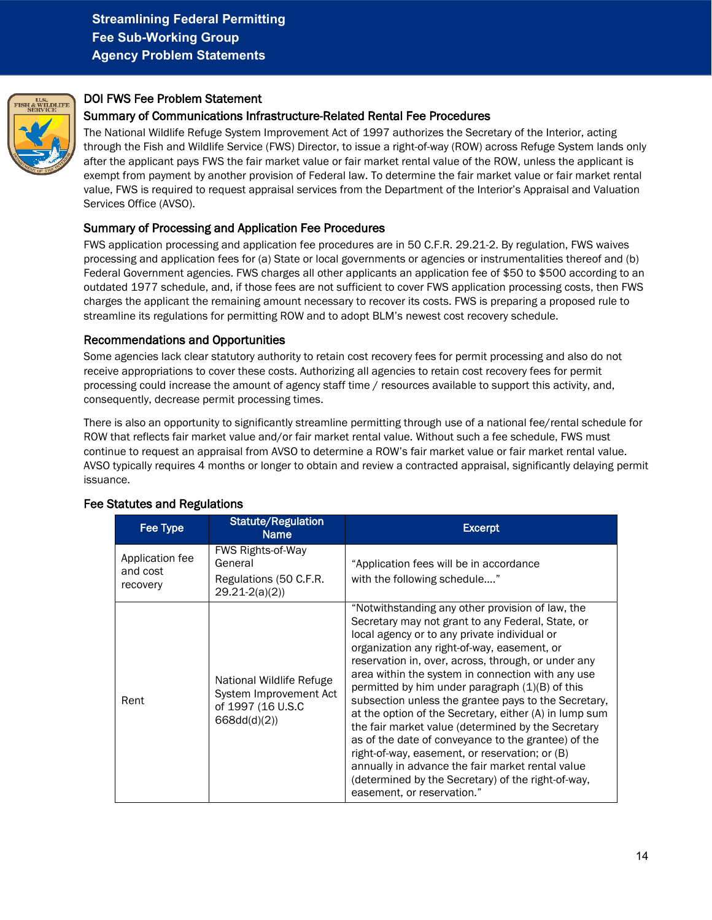## DOI FWS Fee Problem Statement

### Summary of Communications Infrastructure-Related Rental Fee Procedures

The National Wildlife Refuge System Improvement Act of 1997 authorizes the Secretary of the Interior, acting through the Fish and Wildlife Service (FWS) Director, to issue a right-of-way (ROW) across Refuge System lands only after the applicant pays FWS the fair market value or fair market rental value of the ROW, unless the applicant is exempt from payment by another provision of Federal law. To determine the fair market value or fair market rental value, FWS is required to request appraisal services from the Department of the Interior's Appraisal and Valuation Services Office (AVSO).

### Summary of Processing and Application Fee Procedures

FWS application processing and application fee procedures are in 50 C.F.R. 29.21-2. By regulation, FWS waives processing and application fees for (a) State or local governments or agencies or instrumentalities thereof and (b) Federal Government agencies. FWS charges all other applicants an application fee of $50 to $500 according to an outdated 1977 schedule, and, if those fees are not sufficient to cover FWS application processing costs, then FWS charges the applicant the remaining amount necessary to recover its costs. FWS is preparing a proposed rule to streamline its regulations for permitting ROW and to adopt BLM's newest cost recovery schedule.

### Recommendations and Opportunities

Some agencies lack clear statutory authority to retain cost recovery fees for permit processing and also do not receive appropriations to cover these costs. Authorizing all agencies to retain cost recovery fees for permit processing could increase the amount of agency staff time / resources available to support this activity, and, consequently, decrease permit processing times.

There is also an opportunity to significantly streamline permitting through use of a national fee/rental schedule for ROW that reflects fair market value and/or fair market rental value. Without such a fee schedule, FWS must continue to request an appraisal from AVSO to determine a ROW's fair market value or fair market rental value. AVSO typically requires 4 months or longer to obtain and review a contracted appraisal, significantly delaying permit issuance.

### Fee Statutes and Regulations

| Fee Type | Statute/Regulation Name | Excerpt |
|---|---|---|
| Application fee and cost recovery | FWS Rights-of-Way General Regulations (50 C.F.R. 29.21-2(a)(2)) | "Application fees will be in accordance with the following schedule…." |
| Rent | National Wildlife Refuge System Improvement Act of 1997 (16 U.S.C 668dd(d)(2)) | "Notwithstanding any other provision of law, the Secretary may not grant to any Federal, State, or local agency or to any private individual or organization any right-of-way, easement, or reservation in, over, across, through, or under any area within the system in connection with any use permitted by him under paragraph (1)(B) of this subsection unless the grantee pays to the Secretary, at the option of the Secretary, either (A) in lump sum the fair market value (determined by the Secretary as of the date of conveyance to the grantee) of the right-of-way, easement, or reservation; or (B) annually in advance the fair market rental value (determined by the Secretary) of the right-of-way, easement, or reservation." |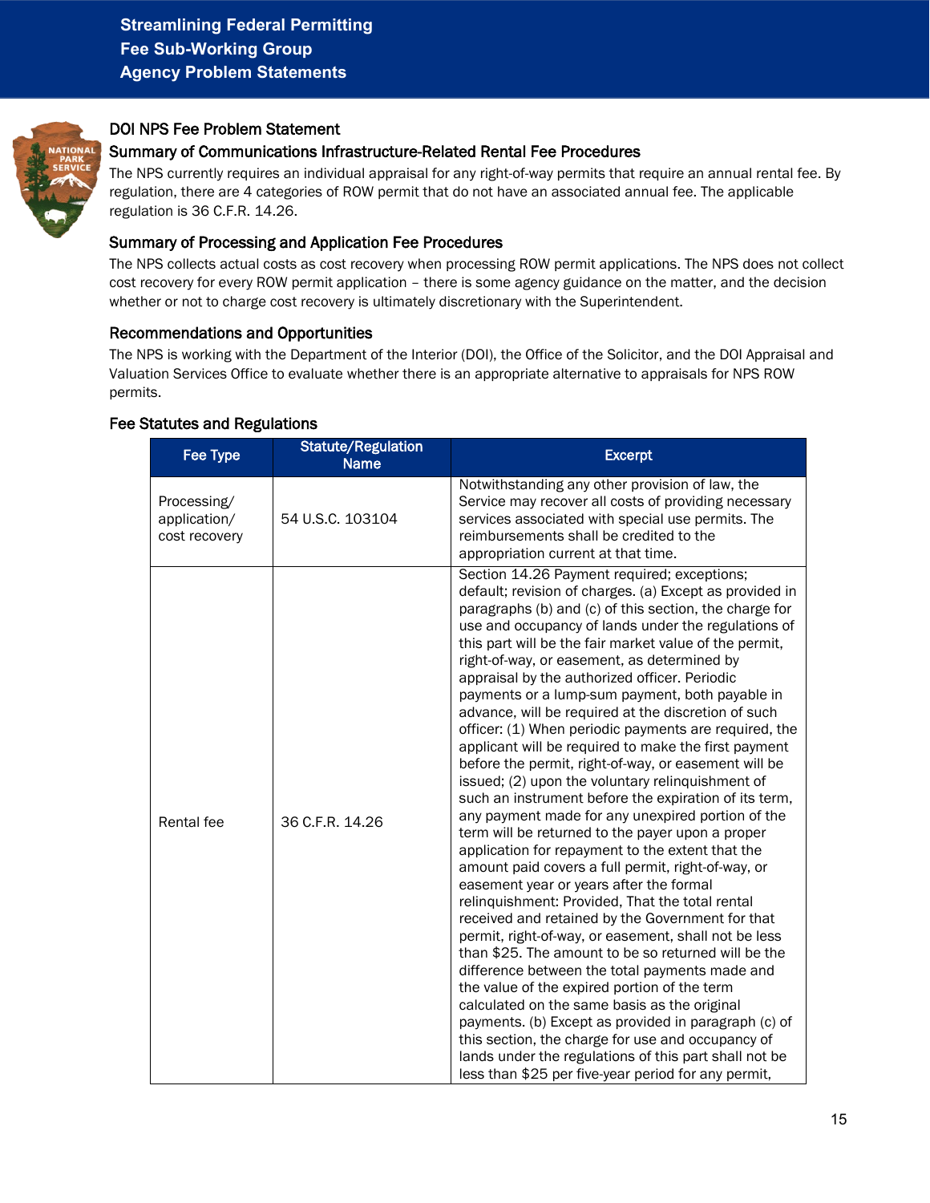## DOI NPS Fee Problem Statement

### Summary of Communications Infrastructure-Related Rental Fee Procedures

The NPS currently requires an individual appraisal for any right-of-way permits that require an annual rental fee. By regulation, there are 4 categories of ROW permit that do not have an associated annual fee. The applicable regulation is 36 C.F.R. 14.26.

### Summary of Processing and Application Fee Procedures

The NPS collects actual costs as cost recovery when processing ROW permit applications. The NPS does not collect cost recovery for every ROW permit application – there is some agency guidance on the matter, and the decision whether or not to charge cost recovery is ultimately discretionary with the Superintendent.

### Recommendations and Opportunities

The NPS is working with the Department of the Interior (DOI), the Office of the Solicitor, and the DOI Appraisal and Valuation Services Office to evaluate whether there is an appropriate alternative to appraisals for NPS ROW permits.

### Fee Statutes and Regulations

| Fee Type | Statute/Regulation Name | Excerpt |
|---|---|---|
| Processing/ application/ cost recovery | 54 U.S.C. 103104 | Notwithstanding any other provision of law, the Service may recover all costs of providing necessary services associated with special use permits. The reimbursements shall be credited to the appropriation current at that time. |
| Rental fee | 36 C.F.R. 14.26 | Section 14.26 Payment required; exceptions; default; revision of charges. (a) Except as provided in paragraphs (b) and (c) of this section, the charge for use and occupancy of lands under the regulations of this part will be the fair market value of the permit, right-of-way, or easement, as determined by appraisal by the authorized officer. Periodic payments or a lump-sum payment, both payable in advance, will be required at the discretion of such officer: (1) When periodic payments are required, the applicant will be required to make the first payment before the permit, right-of-way, or easement will be issued; (2) upon the voluntary relinquishment of such an instrument before the expiration of its term, any payment made for any unexpired portion of the term will be returned to the payer upon a proper application for repayment to the extent that the amount paid covers a full permit, right-of-way, or easement year or years after the formal relinquishment: Provided, That the total rental received and retained by the Government for that permit, right-of-way, or easement, shall not be less than $25. The amount to be so returned will be the difference between the total payments made and the value of the expired portion of the term calculated on the same basis as the original payments. (b) Except as provided in paragraph (c) of this section, the charge for use and occupancy of lands under the regulations of this part shall not be less than $25 per five-year period for any permit, |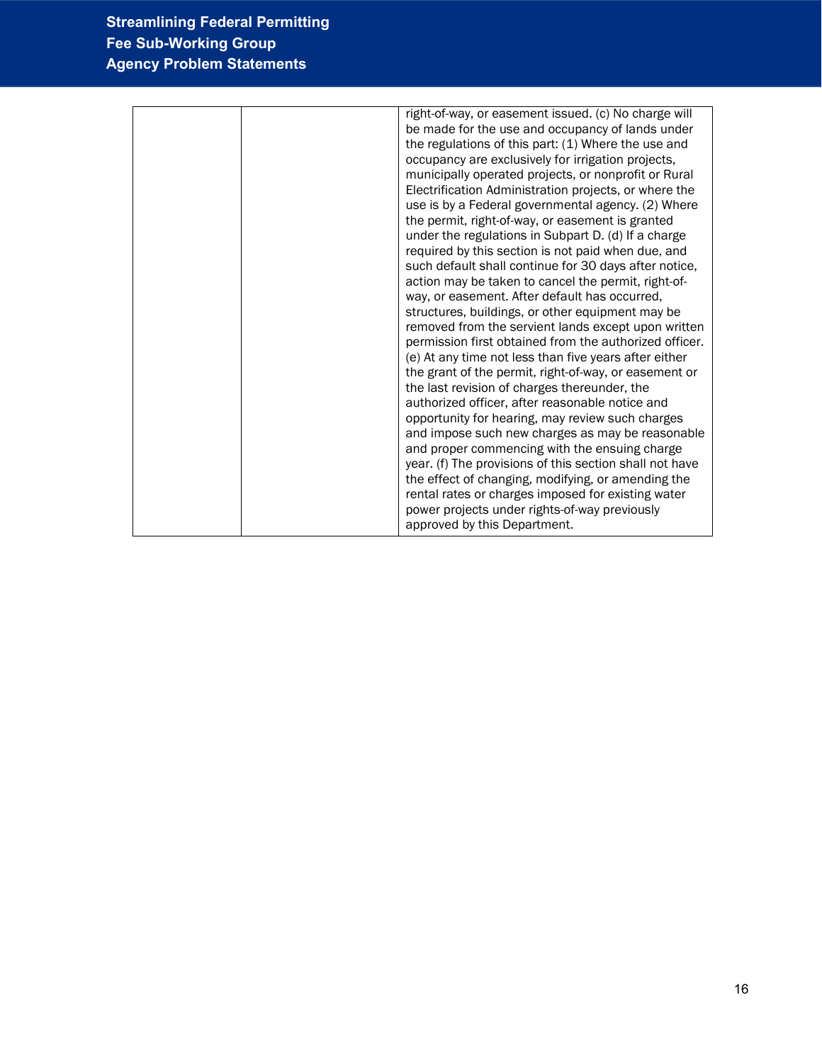|  |  |  |
|---|---|---|
|  |  | right-of-way, or easement issued. (c) No charge will be made for the use and occupancy of lands under the regulations of this part: (1) Where the use and occupancy are exclusively for irrigation projects, municipally operated projects, or nonprofit or Rural Electrification Administration projects, or where the use is by a Federal governmental agency. (2) Where the permit, right-of-way, or easement is granted under the regulations in Subpart D. (d) If a charge required by this section is not paid when due, and such default shall continue for 30 days after notice, action may be taken to cancel the permit, right-of-way, or easement. After default has occurred, structures, buildings, or other equipment may be removed from the servient lands except upon written permission first obtained from the authorized officer. (e) At any time not less than five years after either the grant of the permit, right-of-way, or easement or the last revision of charges thereunder, the authorized officer, after reasonable notice and opportunity for hearing, may review such charges and impose such new charges as may be reasonable and proper commencing with the ensuing charge year. (f) The provisions of this section shall not have the effect of changing, modifying, or amending the rental rates or charges imposed for existing water power projects under rights-of-way previously approved by this Department. |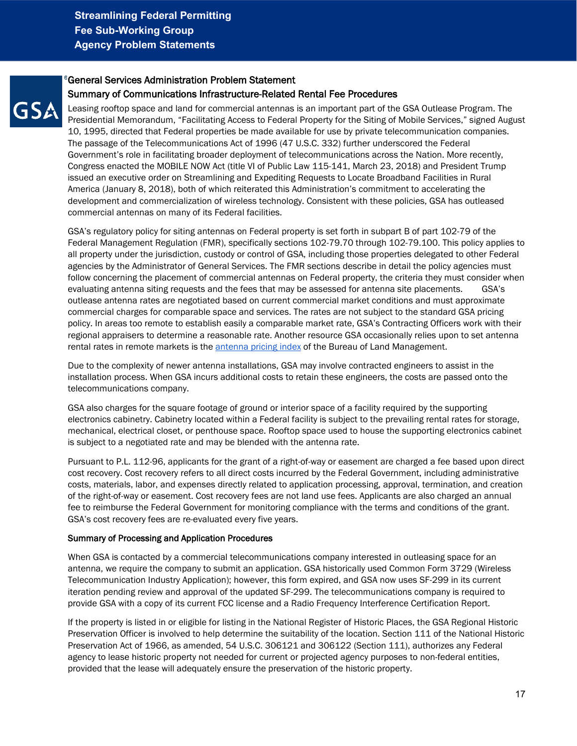## General Services Administration Problem Statement

### Summary of Communications Infrastructure-Related Rental Fee Procedures

Leasing rooftop space and land for commercial antennas is an important part of the GSA Outlease Program. The Presidential Memorandum, "Facilitating Access to Federal Property for the Siting of Mobile Services," signed August 10, 1995, directed that Federal properties be made available for use by private telecommunication companies. The passage of the Telecommunications Act of 1996 (47 U.S.C. 332) further underscored the Federal Government's role in facilitating broader deployment of telecommunications across the Nation. More recently, Congress enacted the MOBILE NOW Act (title VI of Public Law 115-141, March 23, 2018) and President Trump issued an executive order on Streamlining and Expediting Requests to Locate Broadband Facilities in Rural America (January 8, 2018), both of which reiterated this Administration's commitment to accelerating the development and commercialization of wireless technology. Consistent with these policies, GSA has outleased commercial antennas on many of its Federal facilities.

GSA's regulatory policy for siting antennas on Federal property is set forth in subpart B of part 102-79 of the Federal Management Regulation (FMR), specifically sections 102-79.70 through 102-79.100. This policy applies to all property under the jurisdiction, custody or control of GSA, including those properties delegated to other Federal agencies by the Administrator of General Services. The FMR sections describe in detail the policy agencies must follow concerning the placement of commercial antennas on Federal property, the criteria they must consider when evaluating antenna siting requests and the fees that may be assessed for antenna site placements. GSA's outlease antenna rates are negotiated based on current commercial market conditions and must approximate commercial charges for comparable space and services. The rates are not subject to the standard GSA pricing policy. In areas too remote to establish easily a comparable market rate, GSA's Contracting Officers work with their regional appraisers to determine a reasonable rate. Another resource GSA occasionally relies upon to set antenna rental rates in remote markets is the antenna pricing index of the Bureau of Land Management.

Due to the complexity of newer antenna installations, GSA may involve contracted engineers to assist in the installation process. When GSA incurs additional costs to retain these engineers, the costs are passed onto the telecommunications company.

GSA also charges for the square footage of ground or interior space of a facility required by the supporting electronics cabinetry. Cabinetry located within a Federal facility is subject to the prevailing rental rates for storage, mechanical, electrical closet, or penthouse space. Rooftop space used to house the supporting electronics cabinet is subject to a negotiated rate and may be blended with the antenna rate.

Pursuant to P.L. 112-96, applicants for the grant of a right-of-way or easement are charged a fee based upon direct cost recovery. Cost recovery refers to all direct costs incurred by the Federal Government, including administrative costs, materials, labor, and expenses directly related to application processing, approval, termination, and creation of the right-of-way or easement. Cost recovery fees are not land use fees. Applicants are also charged an annual fee to reimburse the Federal Government for monitoring compliance with the terms and conditions of the grant. GSA's cost recovery fees are re-evaluated every five years.

### Summary of Processing and Application Procedures

When GSA is contacted by a commercial telecommunications company interested in outleasing space for an antenna, we require the company to submit an application. GSA historically used Common Form 3729 (Wireless Telecommunication Industry Application); however, this form expired, and GSA now uses SF-299 in its current iteration pending review and approval of the updated SF-299. The telecommunications company is required to provide GSA with a copy of its current FCC license and a Radio Frequency Interference Certification Report.

If the property is listed in or eligible for listing in the National Register of Historic Places, the GSA Regional Historic Preservation Officer is involved to help determine the suitability of the location. Section 111 of the National Historic Preservation Act of 1966, as amended, 54 U.S.C. 306121 and 306122 (Section 111), authorizes any Federal agency to lease historic property not needed for current or projected agency purposes to non-federal entities, provided that the lease will adequately ensure the preservation of the historic property.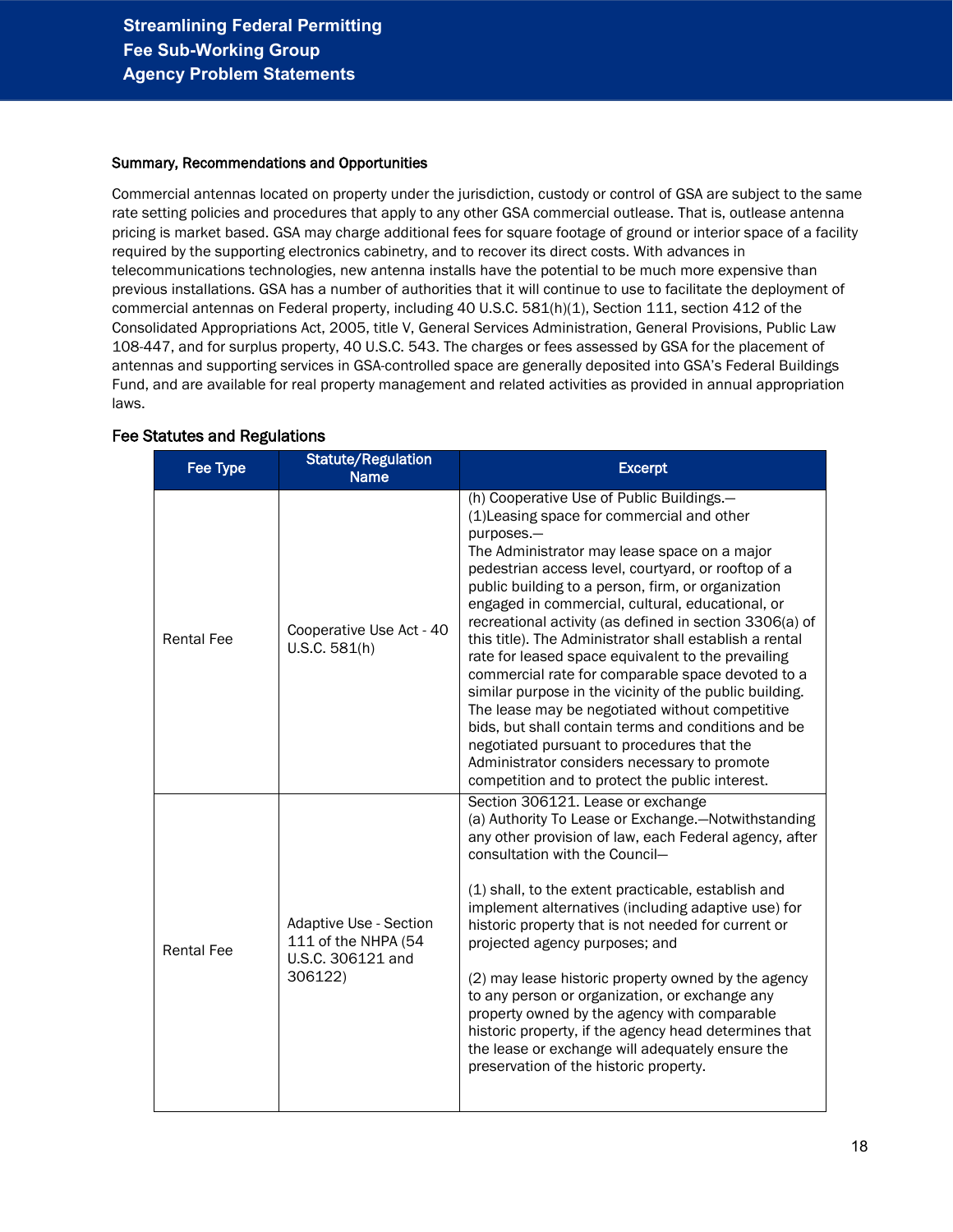### Summary, Recommendations and Opportunities

Commercial antennas located on property under the jurisdiction, custody or control of GSA are subject to the same rate setting policies and procedures that apply to any other GSA commercial outlease. That is, outlease antenna pricing is market based. GSA may charge additional fees for square footage of ground or interior space of a facility required by the supporting electronics cabinetry, and to recover its direct costs. With advances in telecommunications technologies, new antenna installs have the potential to be much more expensive than previous installations. GSA has a number of authorities that it will continue to use to facilitate the deployment of commercial antennas on Federal property, including 40 U.S.C. 581(h)(1), Section 111, section 412 of the Consolidated Appropriations Act, 2005, title V, General Services Administration, General Provisions, Public Law 108-447, and for surplus property, 40 U.S.C. 543. The charges or fees assessed by GSA for the placement of antennas and supporting services in GSA-controlled space are generally deposited into GSA's Federal Buildings Fund, and are available for real property management and related activities as provided in annual appropriation laws.

### Fee Statutes and Regulations

| Fee Type | Statute/Regulation Name | Excerpt |
|---|---|---|
| Rental Fee | Cooperative Use Act - 40 U.S.C. 581(h) | (h) Cooperative Use of Public Buildings.— (1)Leasing space for commercial and other purposes.— The Administrator may lease space on a major pedestrian access level, courtyard, or rooftop of a public building to a person, firm, or organization engaged in commercial, cultural, educational, or recreational activity (as defined in section 3306(a) of this title). The Administrator shall establish a rental rate for leased space equivalent to the prevailing commercial rate for comparable space devoted to a similar purpose in the vicinity of the public building. The lease may be negotiated without competitive bids, but shall contain terms and conditions and be negotiated pursuant to procedures that the Administrator considers necessary to promote competition and to protect the public interest. |
| Rental Fee | Adaptive Use - Section 111 of the NHPA (54 U.S.C. 306121 and 306122) | Section 306121. Lease or exchange<br>(a) Authority To Lease or Exchange.—Notwithstanding any other provision of law, each Federal agency, after consultation with the Council—<br><br>(1) shall, to the extent practicable, establish and implement alternatives (including adaptive use) for historic property that is not needed for current or projected agency purposes; and<br><br>(2) may lease historic property owned by the agency to any person or organization, or exchange any property owned by the agency with comparable historic property, if the agency head determines that the lease or exchange will adequately ensure the preservation of the historic property. |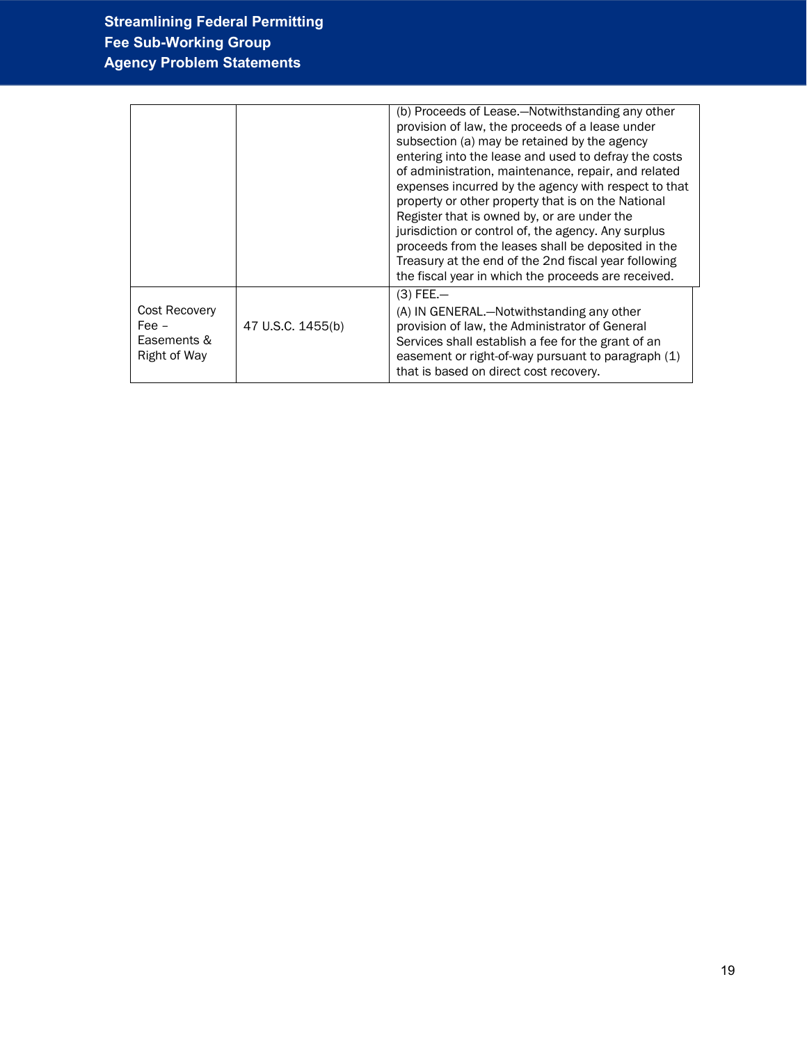| | | |
|---|---|---|
| | | (b) Proceeds of Lease.—Notwithstanding any other provision of law, the proceeds of a lease under subsection (a) may be retained by the agency entering into the lease and used to defray the costs of administration, maintenance, repair, and related expenses incurred by the agency with respect to that property or other property that is on the National Register that is owned by, or are under the jurisdiction or control of, the agency. Any surplus proceeds from the leases shall be deposited in the Treasury at the end of the 2nd fiscal year following the fiscal year in which the proceeds are received. |
| Cost Recovery Fee – Easements & Right of Way | 47 U.S.C. 1455(b) | (3) FEE.— (A) IN GENERAL.—Notwithstanding any other provision of law, the Administrator of General Services shall establish a fee for the grant of an easement or right-of-way pursuant to paragraph (1) that is based on direct cost recovery. |